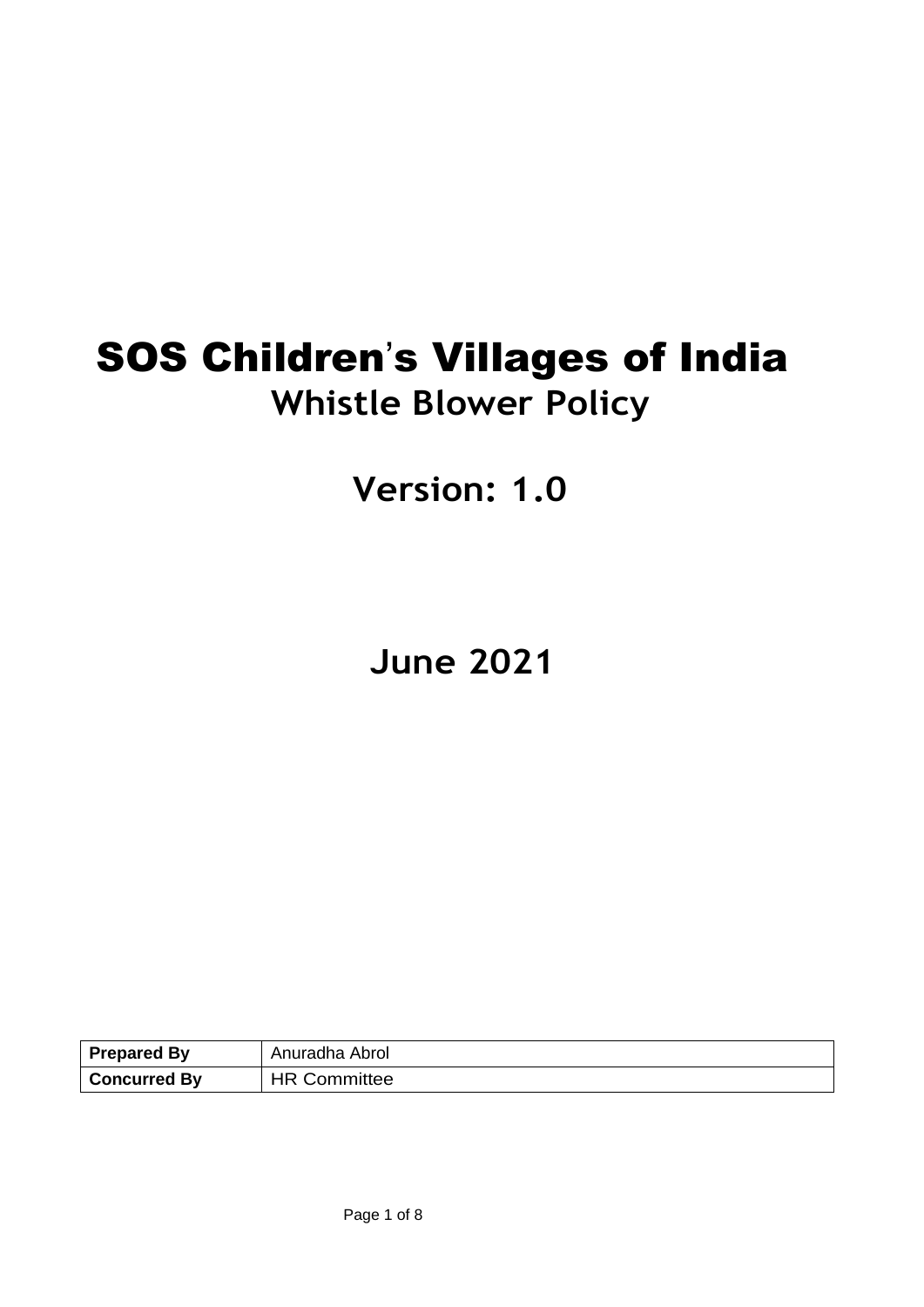# SOS Children's Villages of India

## Whistle Blower Policy

## Version: 1.0

## June 2021

| **Prepared By** | Anuradha Abrol |
|---|---|
| **Concurred By** | HR Committee |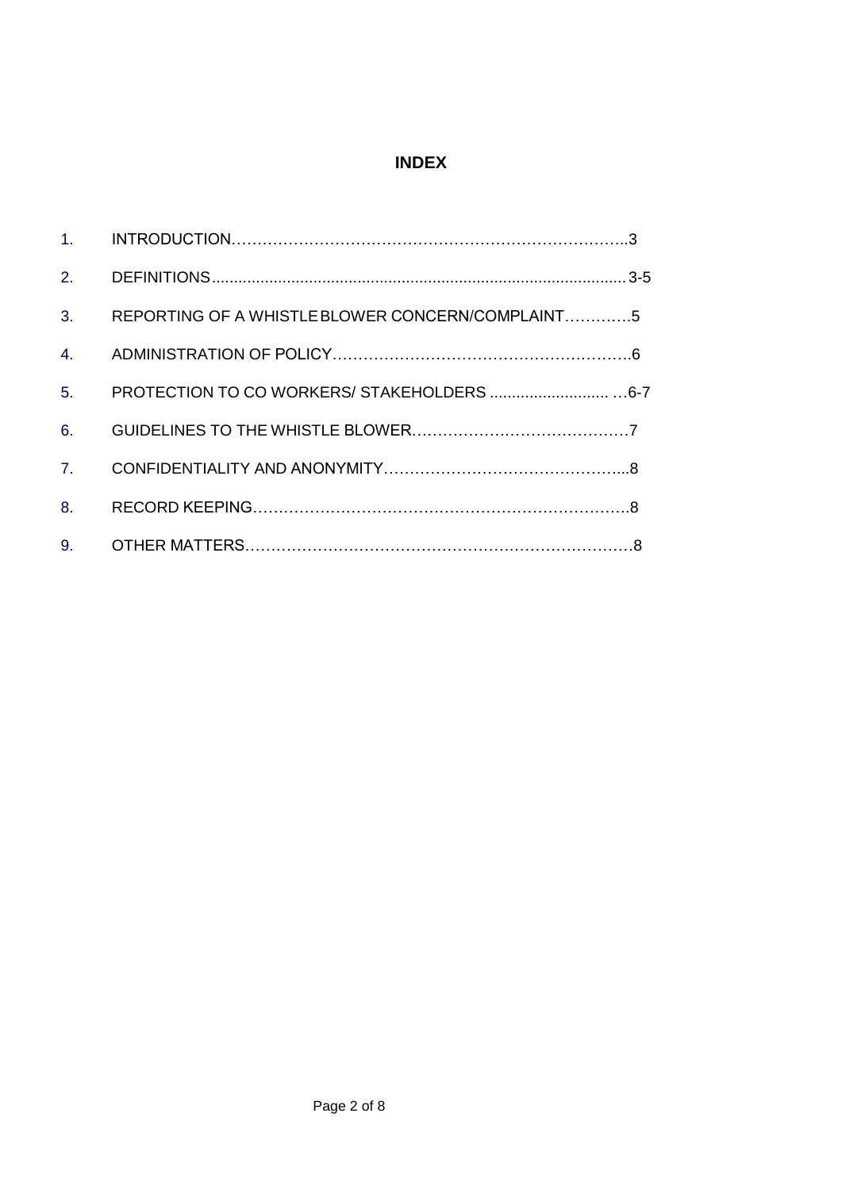# INDEX

1. INTRODUCTION……………………………………………………………………..3
2. DEFINITIONS............................................................................................ 3-5
3. REPORTING OF A WHISTLE BLOWER CONCERN/COMPLAINT………….5
4. ADMINISTRATION OF POLICY…………………………………………………..6
5. PROTECTION TO CO WORKERS/ STAKEHOLDERS ........................... …6-7
6. GUIDELINES TO THE WHISTLE BLOWER……………………………………7
7. CONFIDENTIALITY AND ANONYMITY………………………………………...8
8. RECORD KEEPING……………………………………………………………….8
9. OTHER MATTERS…………………………………………………………………8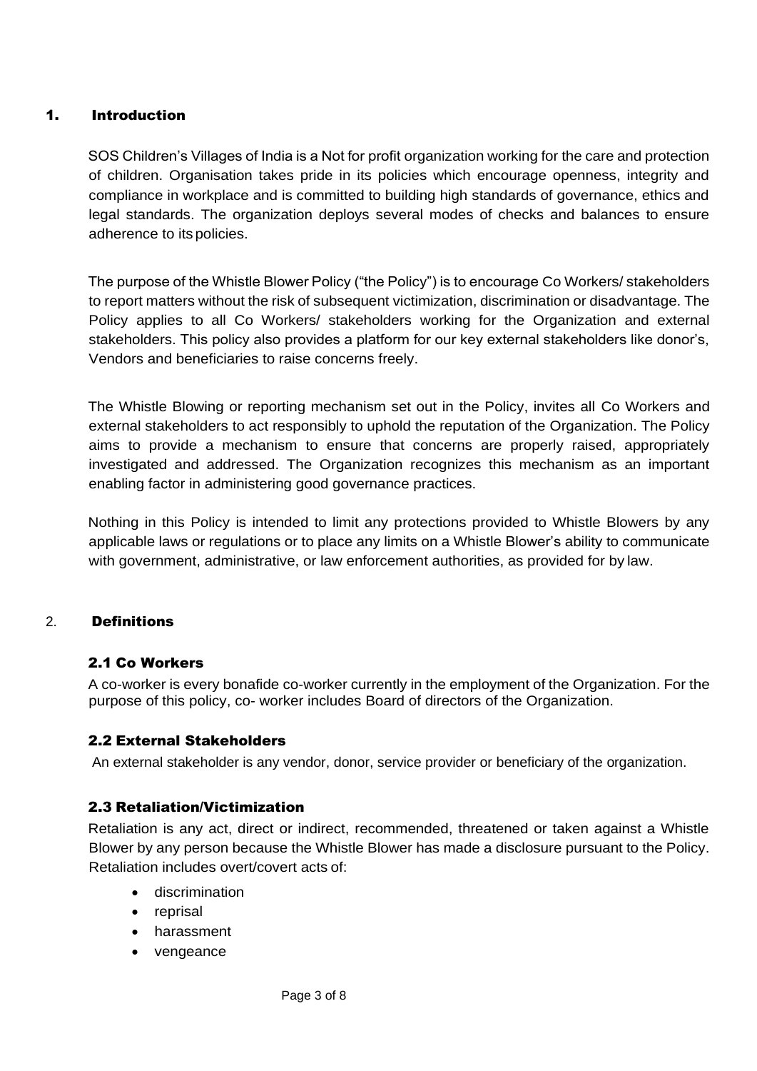## 1. Introduction

SOS Children's Villages of India is a Not for profit organization working for the care and protection of children. Organisation takes pride in its policies which encourage openness, integrity and compliance in workplace and is committed to building high standards of governance, ethics and legal standards. The organization deploys several modes of checks and balances to ensure adherence to its policies.

The purpose of the Whistle Blower Policy ("the Policy") is to encourage Co Workers/ stakeholders to report matters without the risk of subsequent victimization, discrimination or disadvantage. The Policy applies to all Co Workers/ stakeholders working for the Organization and external stakeholders. This policy also provides a platform for our key external stakeholders like donor's, Vendors and beneficiaries to raise concerns freely.

The Whistle Blowing or reporting mechanism set out in the Policy, invites all Co Workers and external stakeholders to act responsibly to uphold the reputation of the Organization. The Policy aims to provide a mechanism to ensure that concerns are properly raised, appropriately investigated and addressed. The Organization recognizes this mechanism as an important enabling factor in administering good governance practices.

Nothing in this Policy is intended to limit any protections provided to Whistle Blowers by any applicable laws or regulations or to place any limits on a Whistle Blower's ability to communicate with government, administrative, or law enforcement authorities, as provided for by law.

## 2. Definitions

### 2.1 Co Workers

A co-worker is every bonafide co-worker currently in the employment of the Organization. For the purpose of this policy, co- worker includes Board of directors of the Organization.

### 2.2 External Stakeholders

An external stakeholder is any vendor, donor, service provider or beneficiary of the organization.

### 2.3 Retaliation/Victimization

Retaliation is any act, direct or indirect, recommended, threatened or taken against a Whistle Blower by any person because the Whistle Blower has made a disclosure pursuant to the Policy. Retaliation includes overt/covert acts of:

- discrimination
- reprisal
- harassment
- vengeance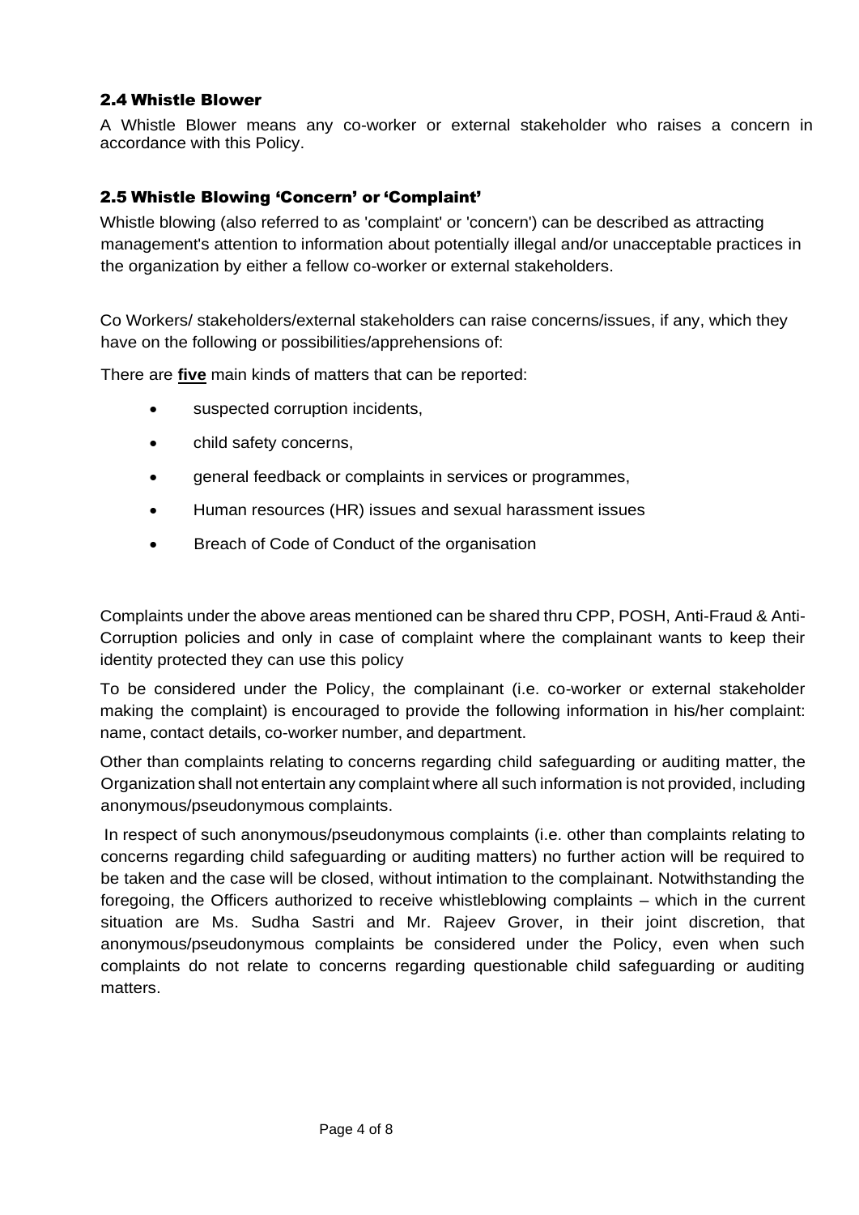### 2.4 Whistle Blower

A Whistle Blower means any co-worker or external stakeholder who raises a concern in accordance with this Policy.

### 2.5 Whistle Blowing 'Concern' or 'Complaint'

Whistle blowing (also referred to as 'complaint' or 'concern') can be described as attracting management's attention to information about potentially illegal and/or unacceptable practices in the organization by either a fellow co-worker or external stakeholders.

Co Workers/ stakeholders/external stakeholders can raise concerns/issues, if any, which they have on the following or possibilities/apprehensions of:

There are **five** main kinds of matters that can be reported:

- suspected corruption incidents,
- child safety concerns,
- general feedback or complaints in services or programmes,
- Human resources (HR) issues and sexual harassment issues
- Breach of Code of Conduct of the organisation

Complaints under the above areas mentioned can be shared thru CPP, POSH, Anti-Fraud & Anti-Corruption policies and only in case of complaint where the complainant wants to keep their identity protected they can use this policy

To be considered under the Policy, the complainant (i.e. co-worker or external stakeholder making the complaint) is encouraged to provide the following information in his/her complaint: name, contact details, co-worker number, and department.

Other than complaints relating to concerns regarding child safeguarding or auditing matter, the Organization shall not entertain any complaint where all such information is not provided, including anonymous/pseudonymous complaints.

In respect of such anonymous/pseudonymous complaints (i.e. other than complaints relating to concerns regarding child safeguarding or auditing matters) no further action will be required to be taken and the case will be closed, without intimation to the complainant. Notwithstanding the foregoing, the Officers authorized to receive whistleblowing complaints – which in the current situation are Ms. Sudha Sastri and Mr. Rajeev Grover, in their joint discretion, that anonymous/pseudonymous complaints be considered under the Policy, even when such complaints do not relate to concerns regarding questionable child safeguarding or auditing matters.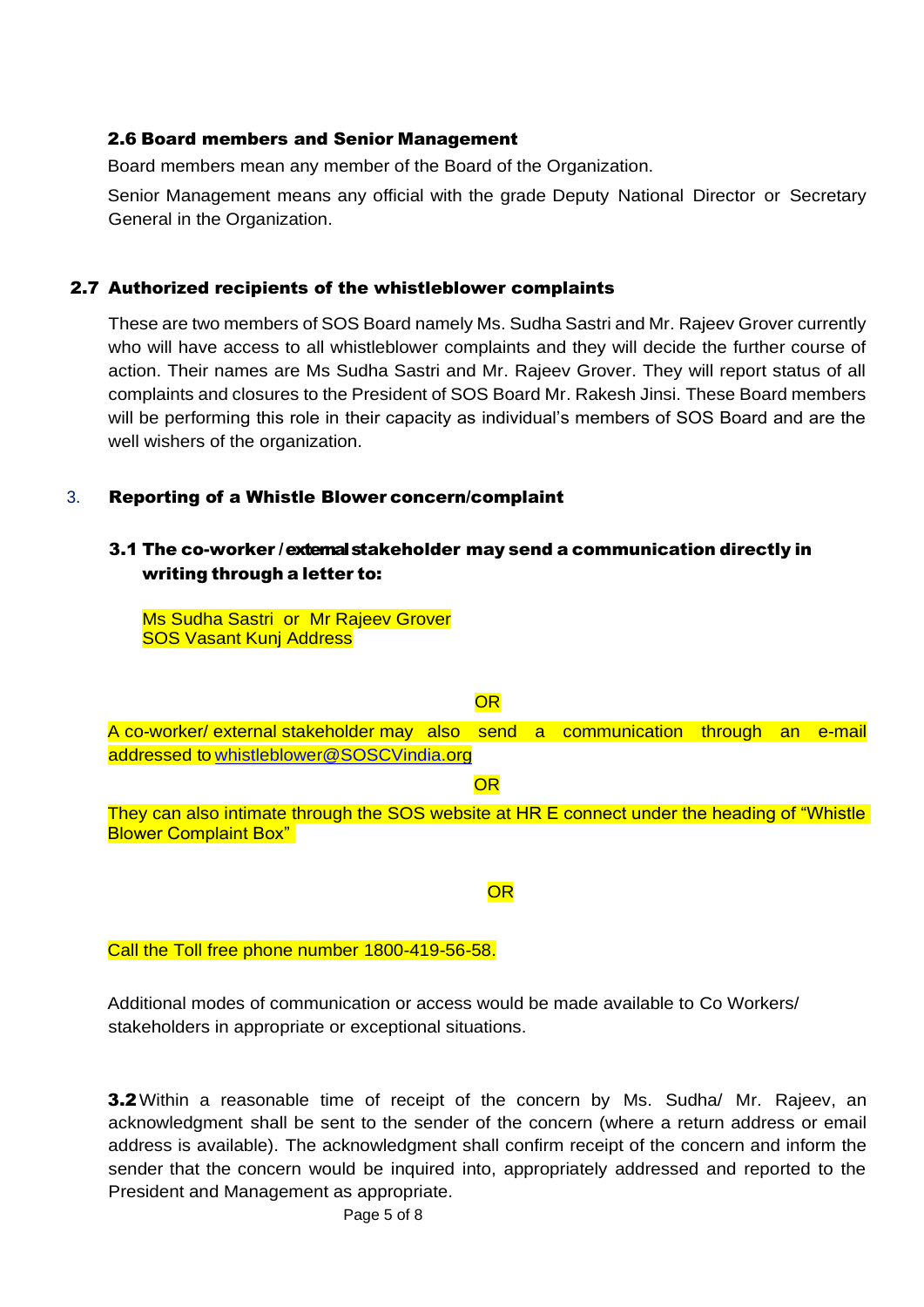### 2.6 Board members and Senior Management

Board members mean any member of the Board of the Organization.

Senior Management means any official with the grade Deputy National Director or Secretary General in the Organization.

### 2.7 Authorized recipients of the whistleblower complaints

These are two members of SOS Board namely Ms. Sudha Sastri and Mr. Rajeev Grover currently who will have access to all whistleblower complaints and they will decide the further course of action. Their names are Ms Sudha Sastri and Mr. Rajeev Grover. They will report status of all complaints and closures to the President of SOS Board Mr. Rakesh Jinsi. These Board members will be performing this role in their capacity as individual's members of SOS Board and are the well wishers of the organization.

## 3. Reporting of a Whistle Blower concern/complaint

### 3.1 The co-worker / external stakeholder may send a communication directly in writing through a letter to:

Ms Sudha Sastri or Mr Rajeev Grover
SOS Vasant Kunj Address

OR

A co-worker/ external stakeholder may also send a communication through an e-mail addressed to whistleblower@SOSCVindia.org

OR

They can also intimate through the SOS website at HR E connect under the heading of "Whistle Blower Complaint Box"

OR

Call the Toll free phone number 1800-419-56-58.

Additional modes of communication or access would be made available to Co Workers/ stakeholders in appropriate or exceptional situations.

**3.2** Within a reasonable time of receipt of the concern by Ms. Sudha/ Mr. Rajeev, an acknowledgment shall be sent to the sender of the concern (where a return address or email address is available). The acknowledgment shall confirm receipt of the concern and inform the sender that the concern would be inquired into, appropriately addressed and reported to the President and Management as appropriate.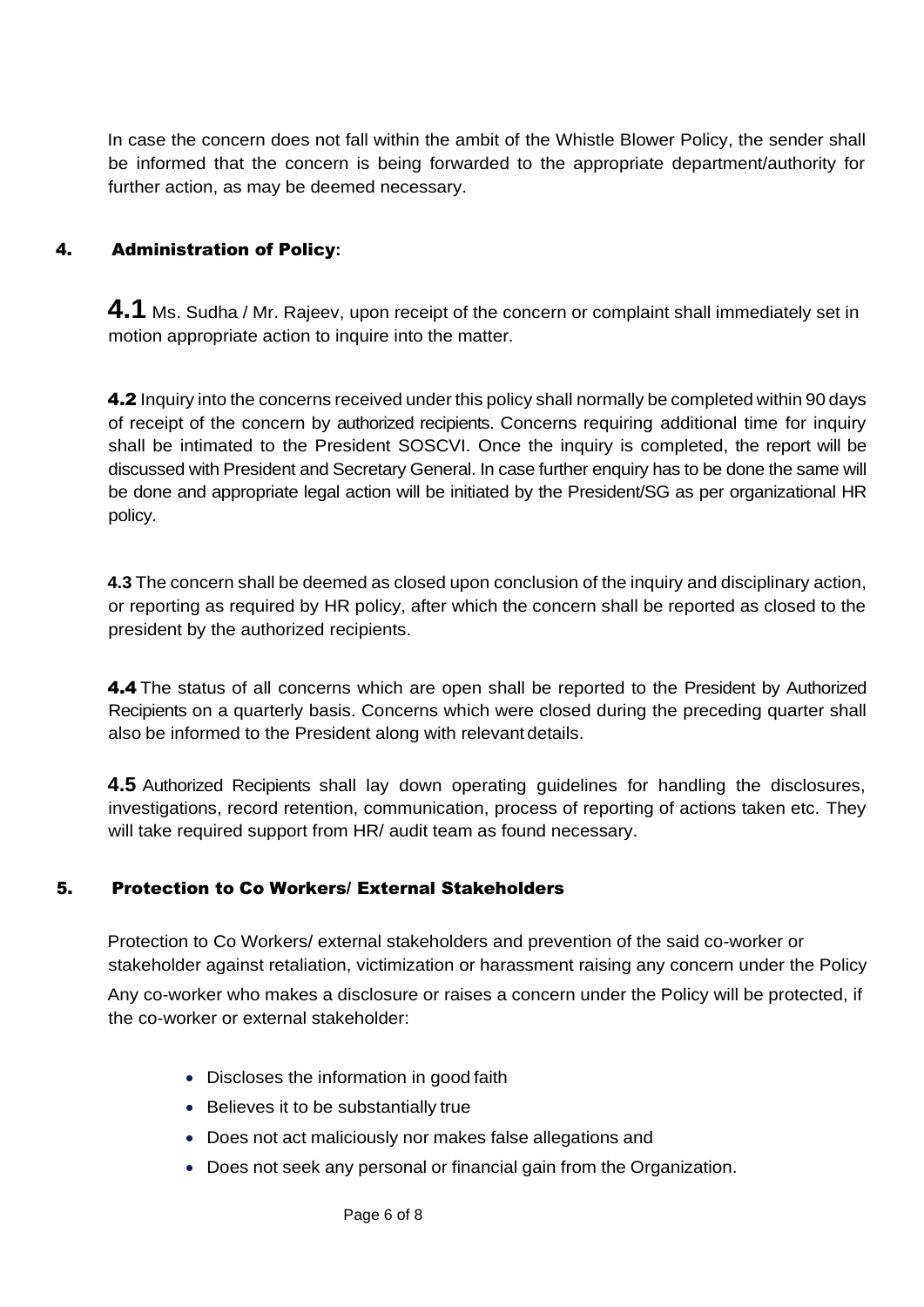In case the concern does not fall within the ambit of the Whistle Blower Policy, the sender shall be informed that the concern is being forwarded to the appropriate department/authority for further action, as may be deemed necessary.

## 4. Administration of Policy:

**4.1** Ms. Sudha / Mr. Rajeev, upon receipt of the concern or complaint shall immediately set in motion appropriate action to inquire into the matter.

**4.2** Inquiry into the concerns received under this policy shall normally be completed within 90 days of receipt of the concern by authorized recipients. Concerns requiring additional time for inquiry shall be intimated to the President SOSCVI. Once the inquiry is completed, the report will be discussed with President and Secretary General. In case further enquiry has to be done the same will be done and appropriate legal action will be initiated by the President/SG as per organizational HR policy.

**4.3** The concern shall be deemed as closed upon conclusion of the inquiry and disciplinary action, or reporting as required by HR policy, after which the concern shall be reported as closed to the president by the authorized recipients.

**4.4** The status of all concerns which are open shall be reported to the President by Authorized Recipients on a quarterly basis. Concerns which were closed during the preceding quarter shall also be informed to the President along with relevant details.

**4.5** Authorized Recipients shall lay down operating guidelines for handling the disclosures, investigations, record retention, communication, process of reporting of actions taken etc. They will take required support from HR/ audit team as found necessary.

## 5. Protection to Co Workers/ External Stakeholders

Protection to Co Workers/ external stakeholders and prevention of the said co-worker or stakeholder against retaliation, victimization or harassment raising any concern under the Policy

Any co-worker who makes a disclosure or raises a concern under the Policy will be protected, if the co-worker or external stakeholder:

- Discloses the information in good faith
- Believes it to be substantially true
- Does not act maliciously nor makes false allegations and
- Does not seek any personal or financial gain from the Organization.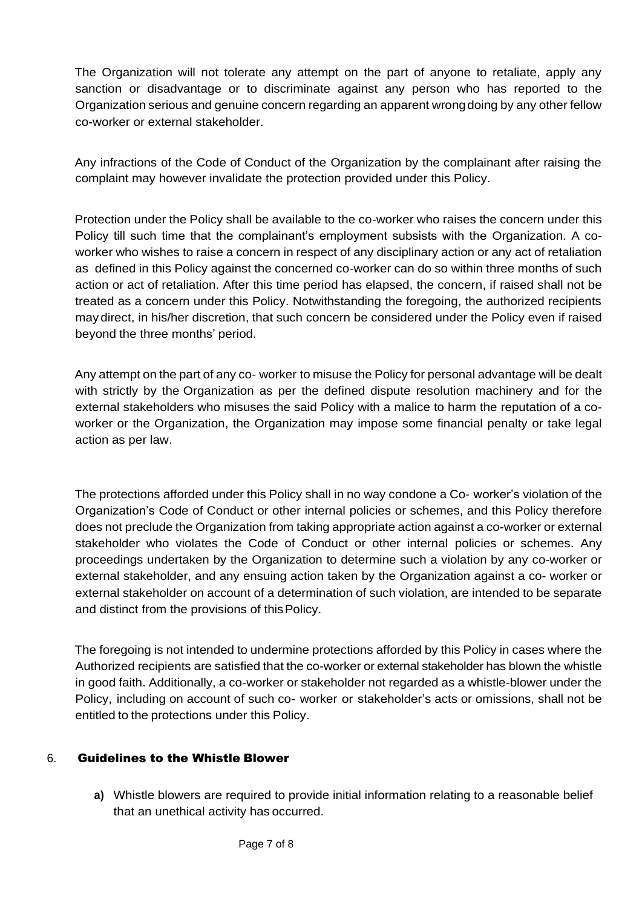The Organization will not tolerate any attempt on the part of anyone to retaliate, apply any sanction or disadvantage or to discriminate against any person who has reported to the Organization serious and genuine concern regarding an apparent wrongdoing by any other fellow co-worker or external stakeholder.

Any infractions of the Code of Conduct of the Organization by the complainant after raising the complaint may however invalidate the protection provided under this Policy.

Protection under the Policy shall be available to the co-worker who raises the concern under this Policy till such time that the complainant's employment subsists with the Organization. A co-worker who wishes to raise a concern in respect of any disciplinary action or any act of retaliation as defined in this Policy against the concerned co-worker can do so within three months of such action or act of retaliation. After this time period has elapsed, the concern, if raised shall not be treated as a concern under this Policy. Notwithstanding the foregoing, the authorized recipients may direct, in his/her discretion, that such concern be considered under the Policy even if raised beyond the three months' period.

Any attempt on the part of any co- worker to misuse the Policy for personal advantage will be dealt with strictly by the Organization as per the defined dispute resolution machinery and for the external stakeholders who misuses the said Policy with a malice to harm the reputation of a co-worker or the Organization, the Organization may impose some financial penalty or take legal action as per law.

The protections afforded under this Policy shall in no way condone a Co- worker's violation of the Organization's Code of Conduct or other internal policies or schemes, and this Policy therefore does not preclude the Organization from taking appropriate action against a co-worker or external stakeholder who violates the Code of Conduct or other internal policies or schemes. Any proceedings undertaken by the Organization to determine such a violation by any co-worker or external stakeholder, and any ensuing action taken by the Organization against a co- worker or external stakeholder on account of a determination of such violation, are intended to be separate and distinct from the provisions of this Policy.

The foregoing is not intended to undermine protections afforded by this Policy in cases where the Authorized recipients are satisfied that the co-worker or external stakeholder has blown the whistle in good faith. Additionally, a co-worker or stakeholder not regarded as a whistle-blower under the Policy, including on account of such co- worker or stakeholder's acts or omissions, shall not be entitled to the protections under this Policy.

## 6. Guidelines to the Whistle Blower

**a)** Whistle blowers are required to provide initial information relating to a reasonable belief that an unethical activity has occurred.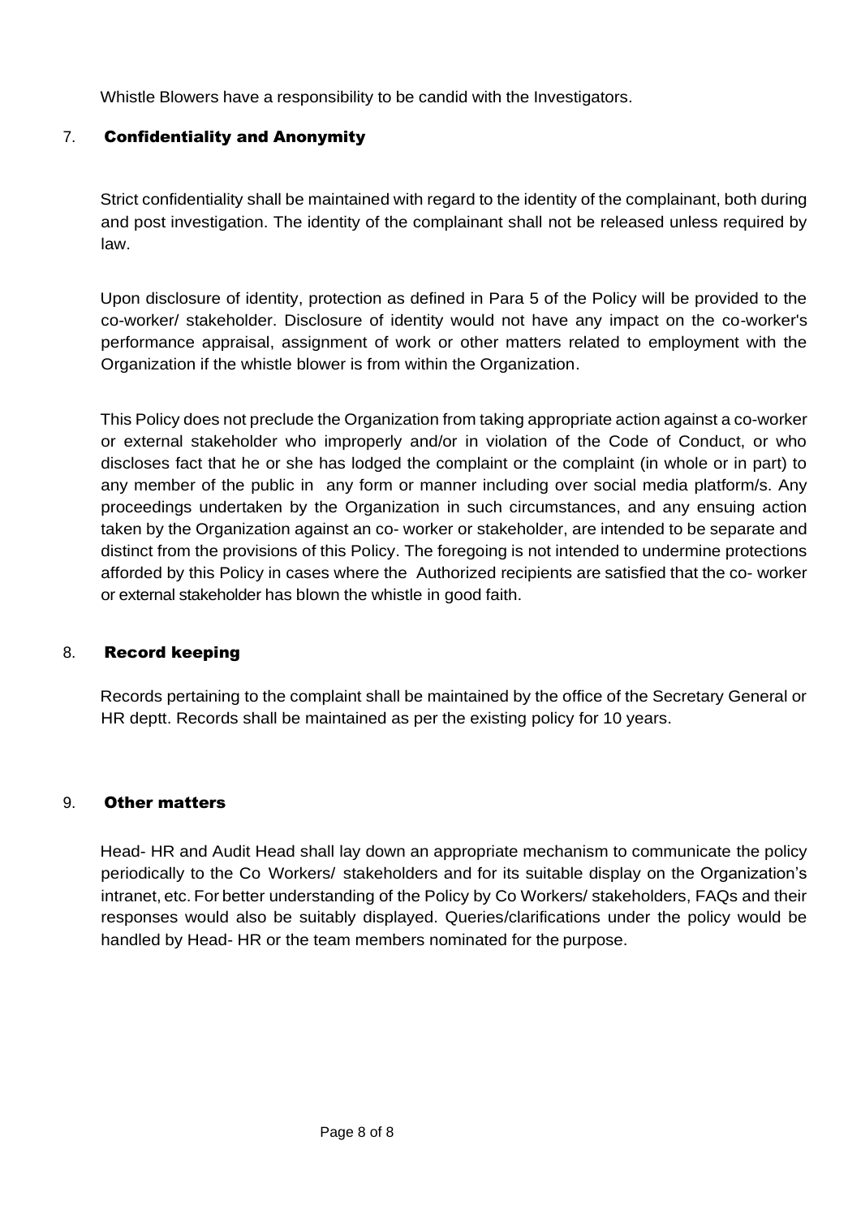Whistle Blowers have a responsibility to be candid with the Investigators.

## 7. Confidentiality and Anonymity

Strict confidentiality shall be maintained with regard to the identity of the complainant, both during and post investigation. The identity of the complainant shall not be released unless required by law.

Upon disclosure of identity, protection as defined in Para 5 of the Policy will be provided to the co-worker/ stakeholder. Disclosure of identity would not have any impact on the co-worker's performance appraisal, assignment of work or other matters related to employment with the Organization if the whistle blower is from within the Organization.

This Policy does not preclude the Organization from taking appropriate action against a co-worker or external stakeholder who improperly and/or in violation of the Code of Conduct, or who discloses fact that he or she has lodged the complaint or the complaint (in whole or in part) to any member of the public in any form or manner including over social media platform/s. Any proceedings undertaken by the Organization in such circumstances, and any ensuing action taken by the Organization against an co- worker or stakeholder, are intended to be separate and distinct from the provisions of this Policy. The foregoing is not intended to undermine protections afforded by this Policy in cases where the Authorized recipients are satisfied that the co- worker or external stakeholder has blown the whistle in good faith.

## 8. Record keeping

Records pertaining to the complaint shall be maintained by the office of the Secretary General or HR deptt. Records shall be maintained as per the existing policy for 10 years.

## 9. Other matters

Head- HR and Audit Head shall lay down an appropriate mechanism to communicate the policy periodically to the Co Workers/ stakeholders and for its suitable display on the Organization's intranet, etc. For better understanding of the Policy by Co Workers/ stakeholders, FAQs and their responses would also be suitably displayed. Queries/clarifications under the policy would be handled by Head- HR or the team members nominated for the purpose.